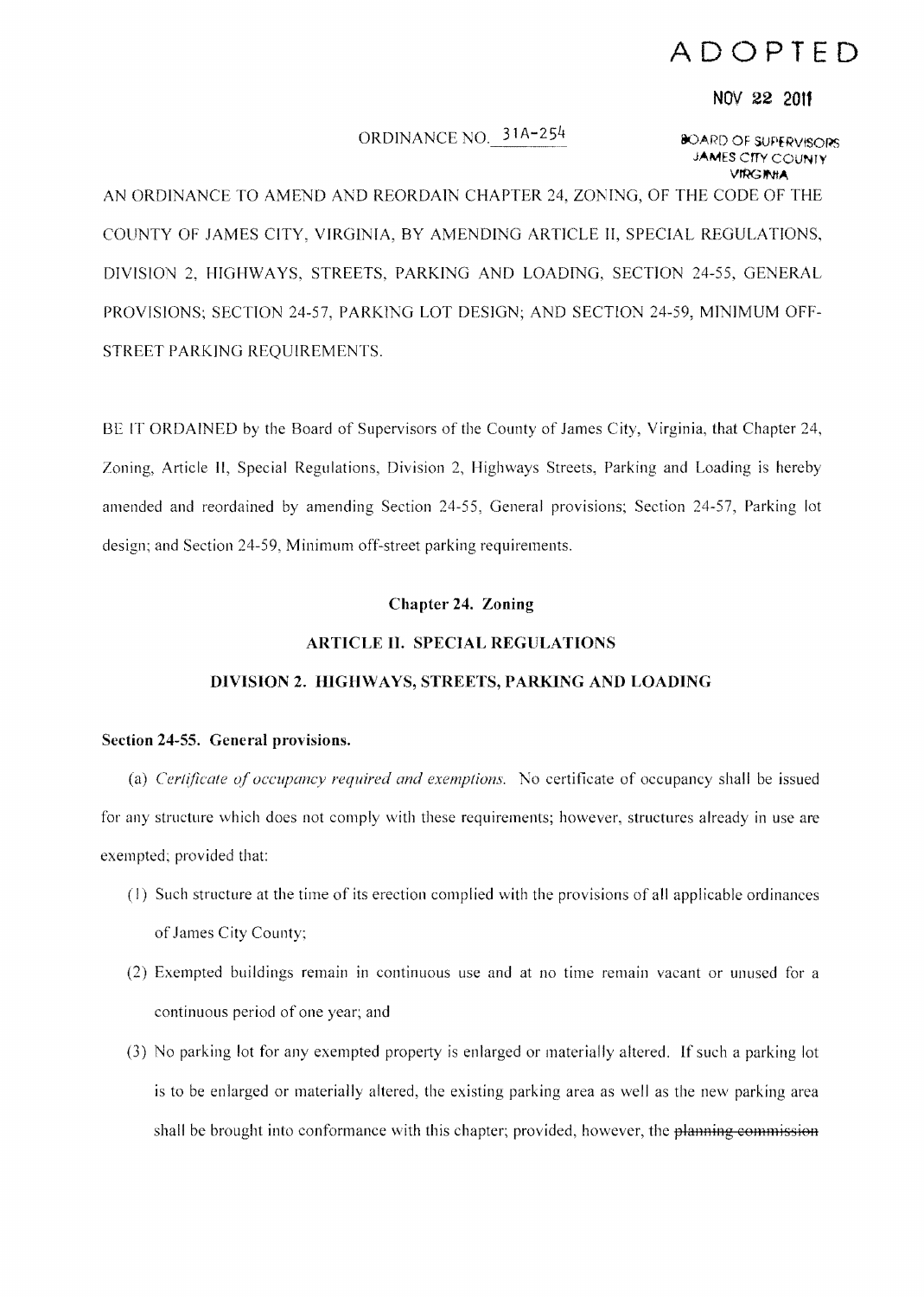ADOPTED

NOV 22 2011

ORDINANCE NO. 31A-254

BOARD OF SUPERVISORS
JAMES CITY COUNTY
VIRGINIA

AN ORDINANCE TO AMEND AND REORDAIN CHAPTER 24, ZONING, OF THE CODE OF THE COUNTY OF JAMES CITY, VIRGINIA, BY AMENDING ARTICLE II, SPECIAL REGULATIONS, DIVISION 2, HIGHWAYS, STREETS, PARKING AND LOADING, SECTION 24-55, GENERAL PROVISIONS; SECTION 24-57, PARKING LOT DESIGN; AND SECTION 24-59, MINIMUM OFF-STREET PARKING REQUIREMENTS.

BE IT ORDAINED by the Board of Supervisors of the County of James City, Virginia, that Chapter 24, Zoning, Article II, Special Regulations, Division 2, Highways Streets, Parking and Loading is hereby amended and reordained by amending Section 24-55, General provisions; Section 24-57, Parking lot design; and Section 24-59, Minimum off-street parking requirements.

## Chapter 24. Zoning

### ARTICLE II. SPECIAL REGULATIONS

### DIVISION 2. HIGHWAYS, STREETS, PARKING AND LOADING

**Section 24-55. General provisions.**

(a) *Certificate of occupancy required and exemptions.* No certificate of occupancy shall be issued for any structure which does not comply with these requirements; however, structures already in use are exempted; provided that:

(1) Such structure at the time of its erection complied with the provisions of all applicable ordinances of James City County;

(2) Exempted buildings remain in continuous use and at no time remain vacant or unused for a continuous period of one year; and

(3) No parking lot for any exempted property is enlarged or materially altered. If such a parking lot is to be enlarged or materially altered, the existing parking area as well as the new parking area shall be brought into conformance with this chapter; provided, however, the ~~planning commission~~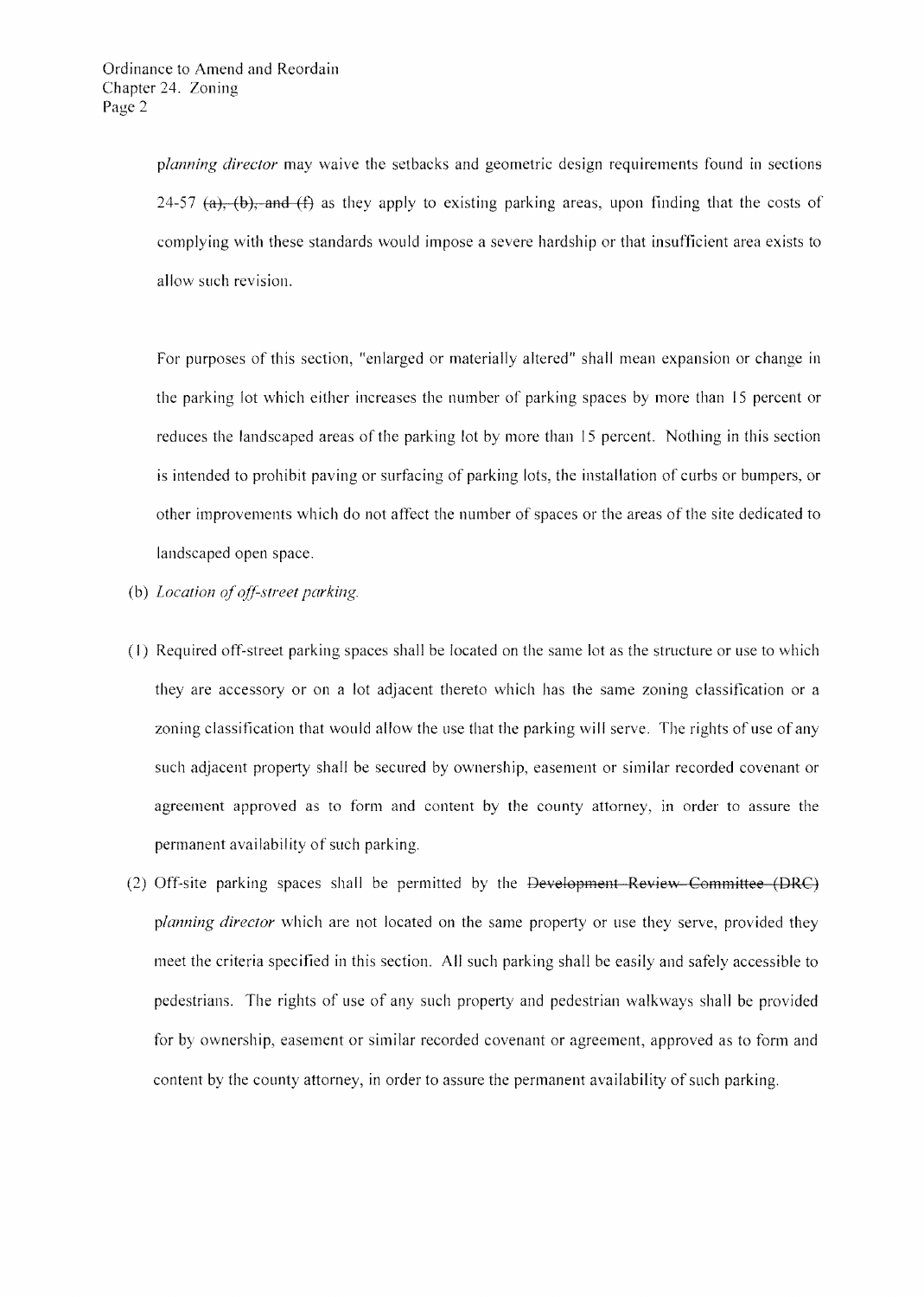*planning director* may waive the setbacks and geometric design requirements found in sections 24-57 ~~(a), (b), and (f)~~ as they apply to existing parking areas, upon finding that the costs of complying with these standards would impose a severe hardship or that insufficient area exists to allow such revision.

For purposes of this section, "enlarged or materially altered" shall mean expansion or change in the parking lot which either increases the number of parking spaces by more than 15 percent or reduces the landscaped areas of the parking lot by more than 15 percent. Nothing in this section is intended to prohibit paving or surfacing of parking lots, the installation of curbs or bumpers, or other improvements which do not affect the number of spaces or the areas of the site dedicated to landscaped open space.

(b) *Location of off-street parking.*

(1) Required off-street parking spaces shall be located on the same lot as the structure or use to which they are accessory or on a lot adjacent thereto which has the same zoning classification or a zoning classification that would allow the use that the parking will serve. The rights of use of any such adjacent property shall be secured by ownership, easement or similar recorded covenant or agreement approved as to form and content by the county attorney, in order to assure the permanent availability of such parking.

(2) Off-site parking spaces shall be permitted by the ~~Development Review Committee (DRC)~~ *planning director* which are not located on the same property or use they serve, provided they meet the criteria specified in this section. All such parking shall be easily and safely accessible to pedestrians. The rights of use of any such property and pedestrian walkways shall be provided for by ownership, easement or similar recorded covenant or agreement, approved as to form and content by the county attorney, in order to assure the permanent availability of such parking.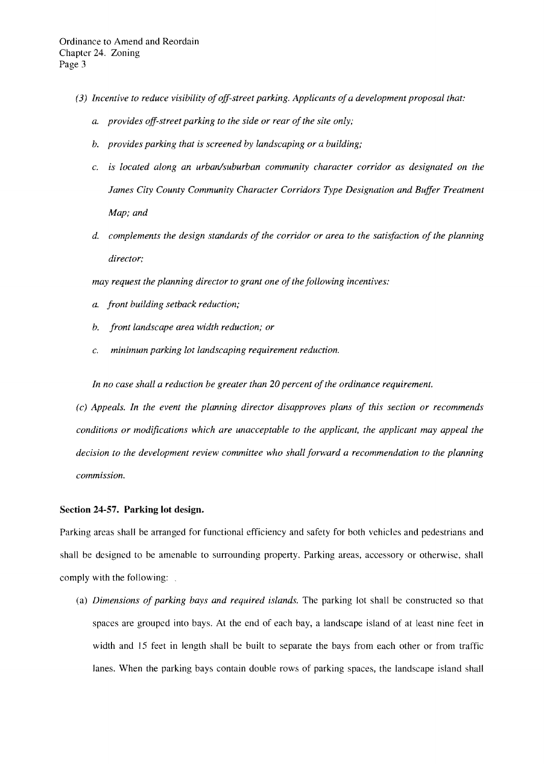*(3) Incentive to reduce visibility of off-street parking. Applicants of a development proposal that:*

*a. provides off-street parking to the side or rear of the site only;*

*b. provides parking that is screened by landscaping or a building;*

*c. is located along an urban/suburban community character corridor as designated on the James City County Community Character Corridors Type Designation and Buffer Treatment Map; and*

*d. complements the design standards of the corridor or area to the satisfaction of the planning director;*

*may request the planning director to grant one of the following incentives:*

*a. front building setback reduction;*

*b. front landscape area width reduction; or*

*c. minimum parking lot landscaping requirement reduction.*

*In no case shall a reduction be greater than 20 percent of the ordinance requirement.*

*(c) Appeals. In the event the planning director disapproves plans of this section or recommends conditions or modifications which are unacceptable to the applicant, the applicant may appeal the decision to the development review committee who shall forward a recommendation to the planning commission.*

**Section 24-57. Parking lot design.**

Parking areas shall be arranged for functional efficiency and safety for both vehicles and pedestrians and shall be designed to be amenable to surrounding property. Parking areas, accessory or otherwise, shall comply with the following:

(a) *Dimensions of parking bays and required islands.* The parking lot shall be constructed so that spaces are grouped into bays. At the end of each bay, a landscape island of at least nine feet in width and 15 feet in length shall be built to separate the bays from each other or from traffic lanes. When the parking bays contain double rows of parking spaces, the landscape island shall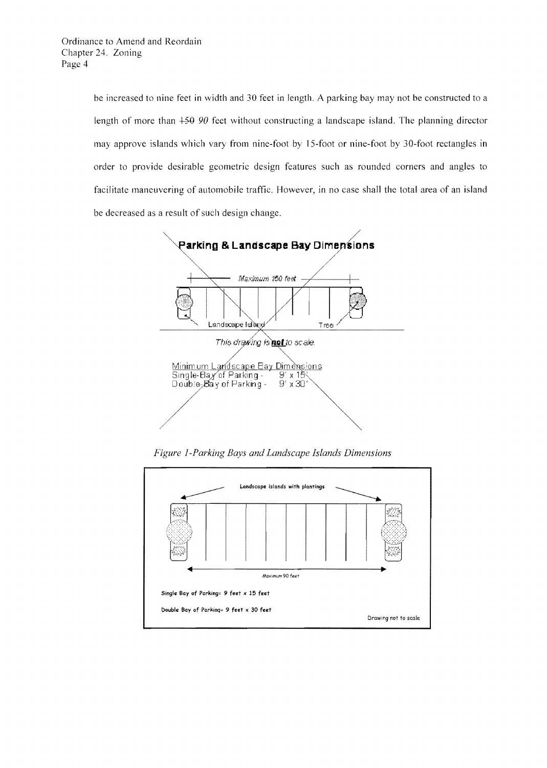be increased to nine feet in width and 30 feet in length. A parking bay may not be constructed to a length of more than ~~150~~ *90* feet without constructing a landscape island. The planning director may approve islands which vary from nine-foot by 15-foot or nine-foot by 30-foot rectangles in order to provide desirable geometric design features such as rounded corners and angles to facilitate maneuvering of automobile traffic. However, in no case shall the total area of an island be decreased as a result of such design change.

~~**Parking & Landscape Bay Dimensions**~~

~~Maximum 150 feet~~

~~Landscape Island~~ ~~Tree~~

~~*This drawing is **not** to scale.*~~

~~Minimum Landscape Bay Dimensions~~
~~Single-Bay of Parking - 9' x 15'~~
~~Double-Bay of Parking - 9' x 30'~~

*Figure 1-Parking Bays and Landscape Islands Dimensions*

**Landscape islands with plantings**

*Maximum 90 feet*

**Single Bay of Parking= 9 feet x 15 feet**

**Double Bay of Parking= 9 feet x 30 feet**

Drawing not to scale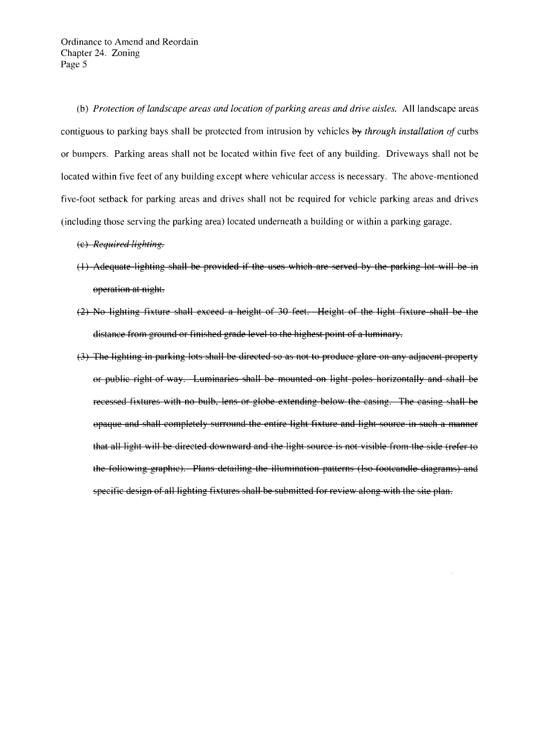(b) *Protection of landscape areas and location of parking areas and drive aisles.* All landscape areas contiguous to parking bays shall be protected from intrusion by vehicles ~~by~~ *through installation of* curbs or bumpers. Parking areas shall not be located within five feet of any building. Driveways shall not be located within five feet of any building except where vehicular access is necessary. The above-mentioned five-foot setback for parking areas and drives shall not be required for vehicle parking areas and drives (including those serving the parking area) located underneath a building or within a parking garage.

~~(c) *Required lighting.*~~

~~(1) Adequate lighting shall be provided if the uses which are served by the parking lot will be in operation at night.~~

~~(2) No lighting fixture shall exceed a height of 30 feet. Height of the light fixture shall be the distance from ground or finished grade level to the highest point of a luminary.~~

~~(3) The lighting in parking lots shall be directed so as not to produce glare on any adjacent property or public right of way. Luminaries shall be mounted on light poles horizontally and shall be recessed fixtures with no bulb, lens or globe extending below the casing. The casing shall be opaque and shall completely surround the entire light fixture and light source in such a manner that all light will be directed downward and the light source is not visible from the side (refer to the following graphic). Plans detailing the illumination patterns (Iso footcandle diagrams) and specific design of all lighting fixtures shall be submitted for review along with the site plan.~~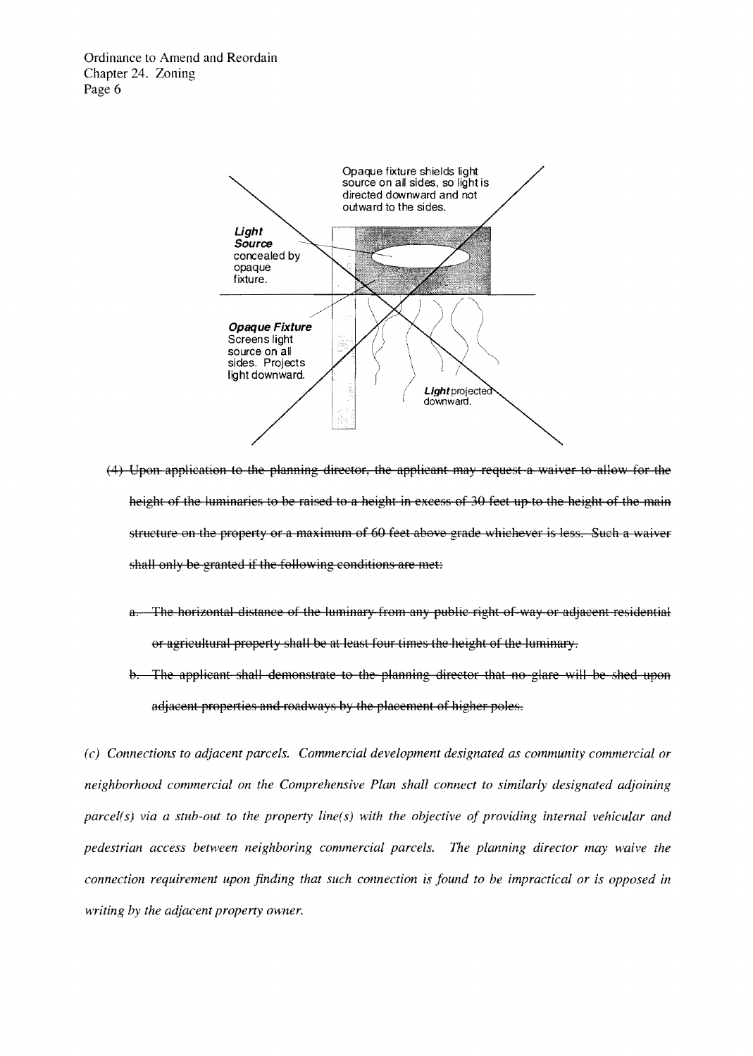Opaque fixture shields light source on all sides, so light is directed downward and not outward to the sides.

***Light Source*** concealed by opaque fixture.

***Opaque Fixture*** Screens light source on all sides. Projects light downward.

***Light*** projected downward.

~~(4) Upon application to the planning director, the applicant may request a waiver to allow for the height of the luminaries to be raised to a height in excess of 30 feet up to the height of the main structure on the property or a maximum of 60 feet above grade whichever is less. Such a waiver shall only be granted if the following conditions are met:~~

~~a. The horizontal distance of the luminary from any public right-of-way or adjacent residential or agricultural property shall be at least four times the height of the luminary.~~

~~b. The applicant shall demonstrate to the planning director that no glare will be shed upon adjacent properties and roadways by the placement of higher poles.~~

*(c) Connections to adjacent parcels. Commercial development designated as community commercial or neighborhood commercial on the Comprehensive Plan shall connect to similarly designated adjoining parcel(s) via a stub-out to the property line(s) with the objective of providing internal vehicular and pedestrian access between neighboring commercial parcels. The planning director may waive the connection requirement upon finding that such connection is found to be impractical or is opposed in writing by the adjacent property owner.*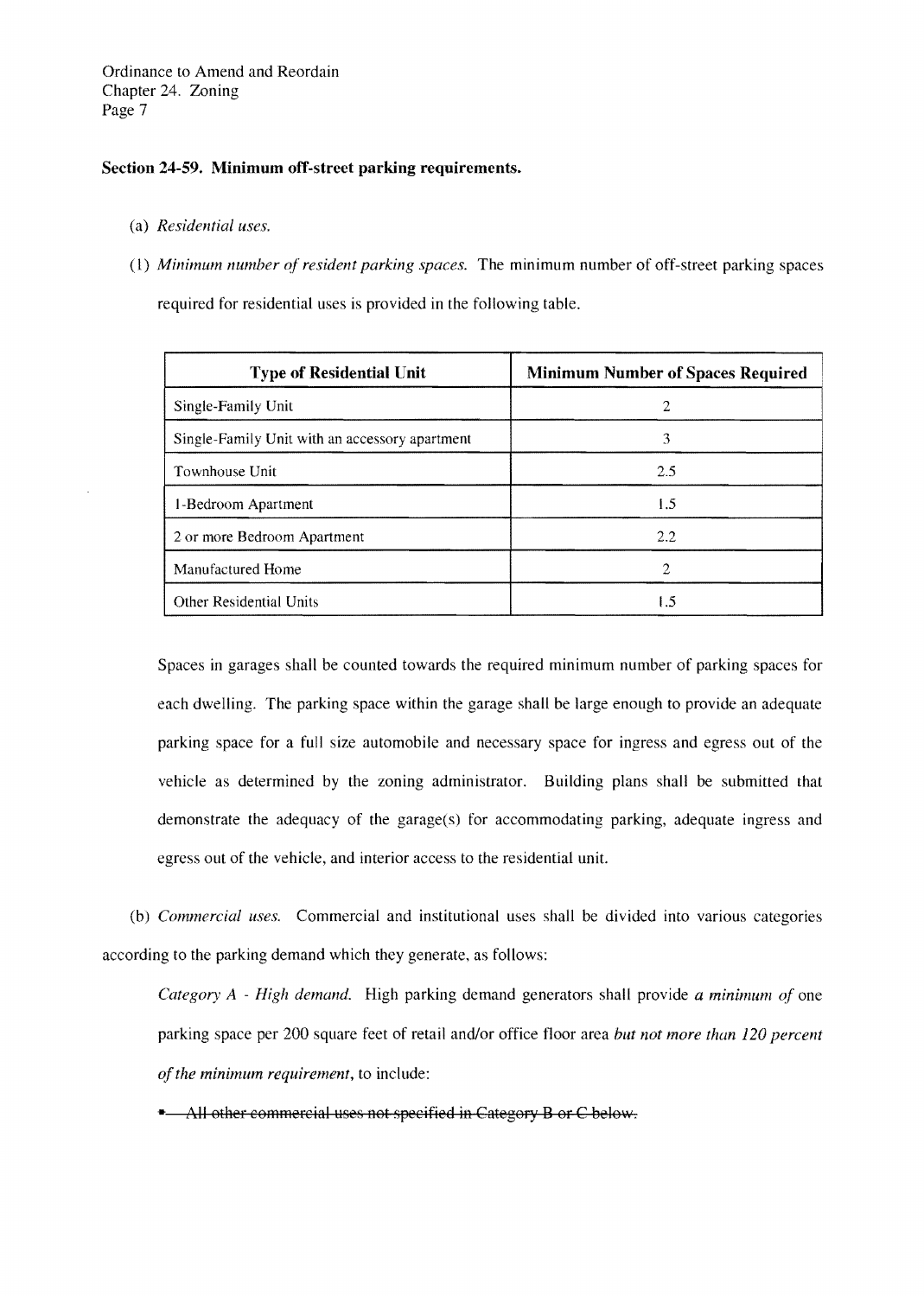Ordinance to Amend and Reordain
Chapter 24. Zoning

**Section 24-59. Minimum off-street parking requirements.**

(a) *Residential uses.*

(1) *Minimum number of resident parking spaces.* The minimum number of off-street parking spaces required for residential uses is provided in the following table.

| Type of Residential Unit | Minimum Number of Spaces Required |
|---|---|
| Single-Family Unit | 2 |
| Single-Family Unit with an accessory apartment | 3 |
| Townhouse Unit | 2.5 |
| 1-Bedroom Apartment | 1.5 |
| 2 or more Bedroom Apartment | 2.2 |
| Manufactured Home | 2 |
| Other Residential Units | 1.5 |

Spaces in garages shall be counted towards the required minimum number of parking spaces for each dwelling. The parking space within the garage shall be large enough to provide an adequate parking space for a full size automobile and necessary space for ingress and egress out of the vehicle as determined by the zoning administrator. Building plans shall be submitted that demonstrate the adequacy of the garage(s) for accommodating parking, adequate ingress and egress out of the vehicle, and interior access to the residential unit.

(b) *Commercial uses.* Commercial and institutional uses shall be divided into various categories according to the parking demand which they generate, as follows:

*Category A - High demand.* High parking demand generators shall provide *a minimum of* one parking space per 200 square feet of retail and/or office floor area *but not more than 120 percent of the minimum requirement,* to include:

- ~~All other commercial uses not specified in Category B or C below.~~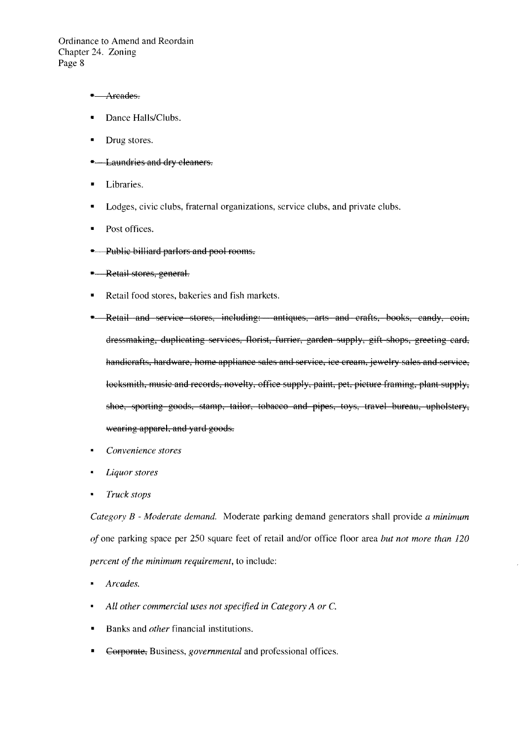- ~~Arcades.~~
- Dance Halls/Clubs.
- Drug stores.
- ~~Laundries and dry cleaners.~~
- Libraries.
- Lodges, civic clubs, fraternal organizations, service clubs, and private clubs.
- Post offices.
- ~~Public billiard parlors and pool rooms.~~
- ~~Retail stores, general.~~
- Retail food stores, bakeries and fish markets.
- ~~Retail and service stores, including: antiques, arts and crafts, books, candy, coin, dressmaking, duplicating services, florist, furrier, garden supply, gift shops, greeting card, handicrafts, hardware, home appliance sales and service, ice cream, jewelry sales and service, locksmith, music and records, novelty, office supply, paint, pet, picture framing, plant supply, shoe, sporting goods, stamp, tailor, tobacco and pipes, toys, travel bureau, upholstery, wearing apparel, and yard goods.~~
- *Convenience stores*
- *Liquor stores*
- *Truck stops*

*Category B - Moderate demand.* Moderate parking demand generators shall provide *a minimum of* one parking space per 250 square feet of retail and/or office floor area *but not more than 120 percent of the minimum requirement*, to include:

- *Arcades.*
- *All other commercial uses not specified in Category A or C.*
- Banks and *other* financial institutions.
- ~~Corporate,~~ Business, *governmental* and professional offices.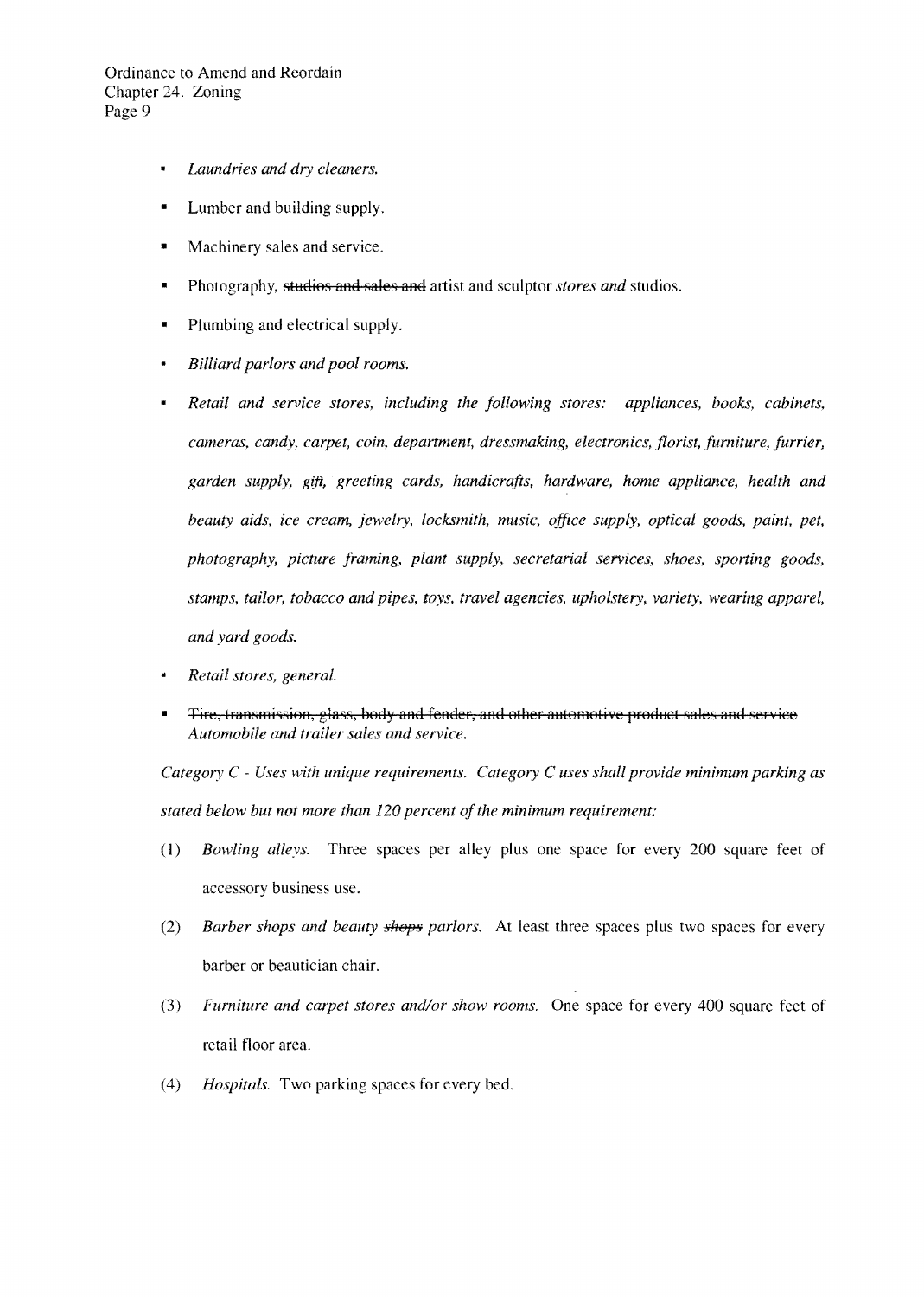- *Laundries and dry cleaners.*
- Lumber and building supply.
- Machinery sales and service.
- Photography, ~~studios and sales and~~ artist and sculptor *stores and* studios.
- Plumbing and electrical supply.
- *Billiard parlors and pool rooms.*
- *Retail and service stores, including the following stores: appliances, books, cabinets, cameras, candy, carpet, coin, department, dressmaking, electronics, florist, furniture, furrier, garden supply, gift, greeting cards, handicrafts, hardware, home appliance, health and beauty aids, ice cream, jewelry, locksmith, music, office supply, optical goods, paint, pet, photography, picture framing, plant supply, secretarial services, shoes, sporting goods, stamps, tailor, tobacco and pipes, toys, travel agencies, upholstery, variety, wearing apparel, and yard goods.*
- *Retail stores, general.*
- ~~Tire, transmission, glass, body and fender, and other automotive product sales and service~~ *Automobile and trailer sales and service.*

*Category C - Uses with unique requirements. Category C uses shall provide minimum parking as stated below but not more than 120 percent of the minimum requirement:*

(1) *Bowling alleys.* Three spaces per alley plus one space for every 200 square feet of accessory business use.

(2) *Barber shops and beauty* ~~*shops*~~ *parlors.* At least three spaces plus two spaces for every barber or beautician chair.

(3) *Furniture and carpet stores and/or show rooms.* One space for every 400 square feet of retail floor area.

(4) *Hospitals.* Two parking spaces for every bed.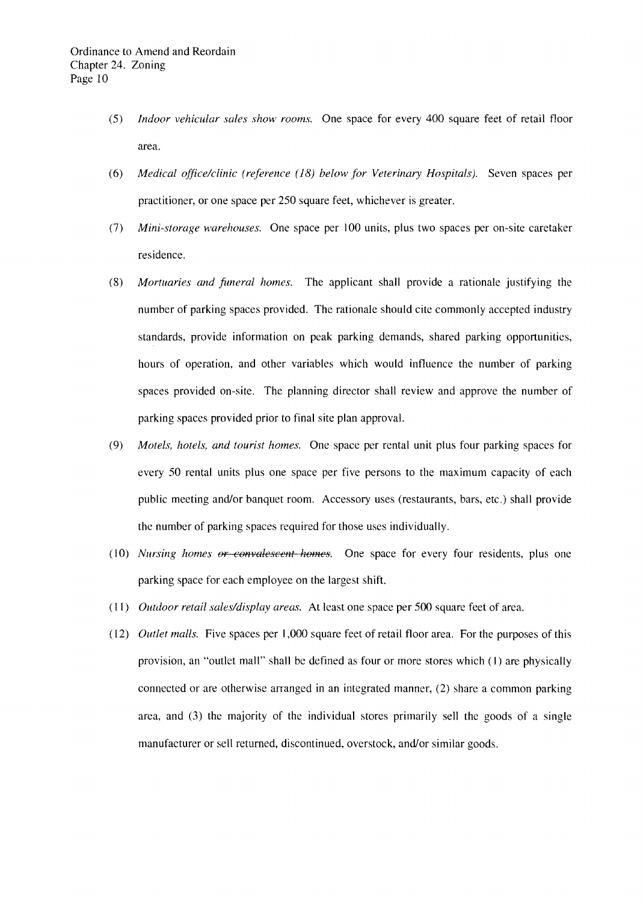(5) *Indoor vehicular sales show rooms.* One space for every 400 square feet of retail floor area.

(6) *Medical office/clinic (reference (18) below for Veterinary Hospitals).* Seven spaces per practitioner, or one space per 250 square feet, whichever is greater.

(7) *Mini-storage warehouses.* One space per 100 units, plus two spaces per on-site caretaker residence.

(8) *Mortuaries and funeral homes.* The applicant shall provide a rationale justifying the number of parking spaces provided. The rationale should cite commonly accepted industry standards, provide information on peak parking demands, shared parking opportunities, hours of operation, and other variables which would influence the number of parking spaces provided on-site. The planning director shall review and approve the number of parking spaces provided prior to final site plan approval.

(9) *Motels, hotels, and tourist homes.* One space per rental unit plus four parking spaces for every 50 rental units plus one space per five persons to the maximum capacity of each public meeting and/or banquet room. Accessory uses (restaurants, bars, etc.) shall provide the number of parking spaces required for those uses individually.

(10) *Nursing homes ~~or convalescent homes~~.* One space for every four residents, plus one parking space for each employee on the largest shift.

(11) *Outdoor retail sales/display areas.* At least one space per 500 square feet of area.

(12) *Outlet malls.* Five spaces per 1,000 square feet of retail floor area. For the purposes of this provision, an "outlet mall" shall be defined as four or more stores which (1) are physically connected or are otherwise arranged in an integrated manner, (2) share a common parking area, and (3) the majority of the individual stores primarily sell the goods of a single manufacturer or sell returned, discontinued, overstock, and/or similar goods.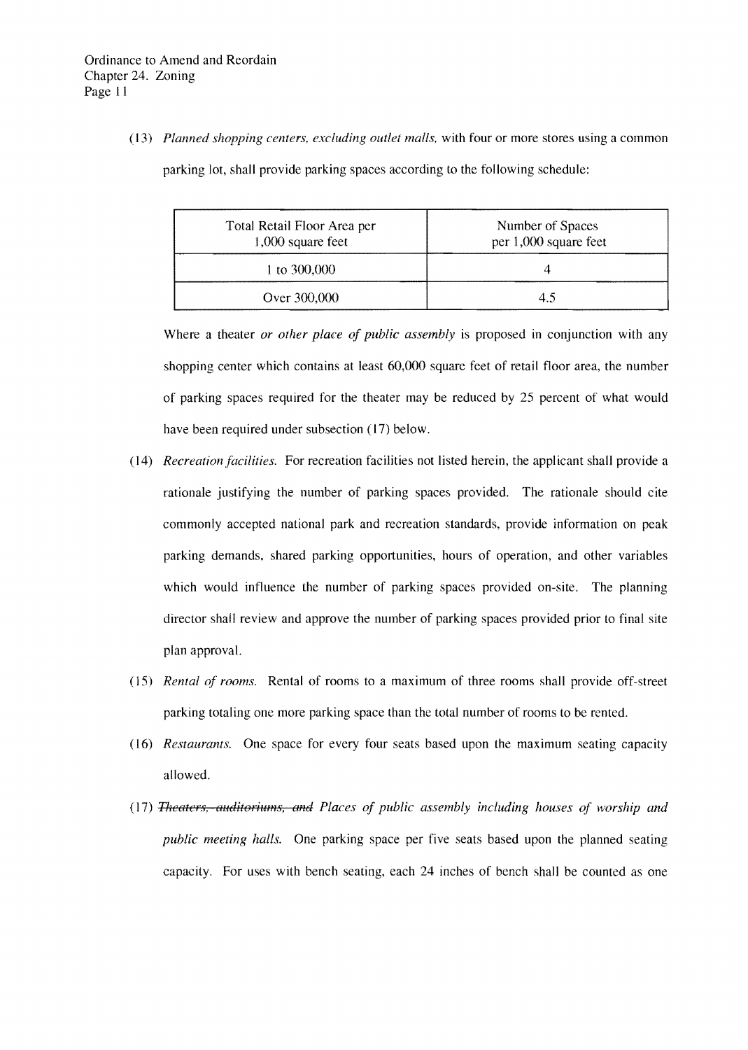(13) *Planned shopping centers, excluding outlet malls,* with four or more stores using a common parking lot, shall provide parking spaces according to the following schedule:

| Total Retail Floor Area per 1,000 square feet | Number of Spaces per 1,000 square feet |
|---|---|
| 1 to 300,000 | 4 |
| Over 300,000 | 4.5 |

Where a theater *or other place of public assembly* is proposed in conjunction with any shopping center which contains at least 60,000 square feet of retail floor area, the number of parking spaces required for the theater may be reduced by 25 percent of what would have been required under subsection (17) below.

(14) *Recreation facilities.* For recreation facilities not listed herein, the applicant shall provide a rationale justifying the number of parking spaces provided. The rationale should cite commonly accepted national park and recreation standards, provide information on peak parking demands, shared parking opportunities, hours of operation, and other variables which would influence the number of parking spaces provided on-site. The planning director shall review and approve the number of parking spaces provided prior to final site plan approval.

(15) *Rental of rooms.* Rental of rooms to a maximum of three rooms shall provide off-street parking totaling one more parking space than the total number of rooms to be rented.

(16) *Restaurants.* One space for every four seats based upon the maximum seating capacity allowed.

(17) ~~*Theaters, auditoriums, and*~~ *Places of public assembly including houses of worship and public meeting halls.* One parking space per five seats based upon the planned seating capacity. For uses with bench seating, each 24 inches of bench shall be counted as one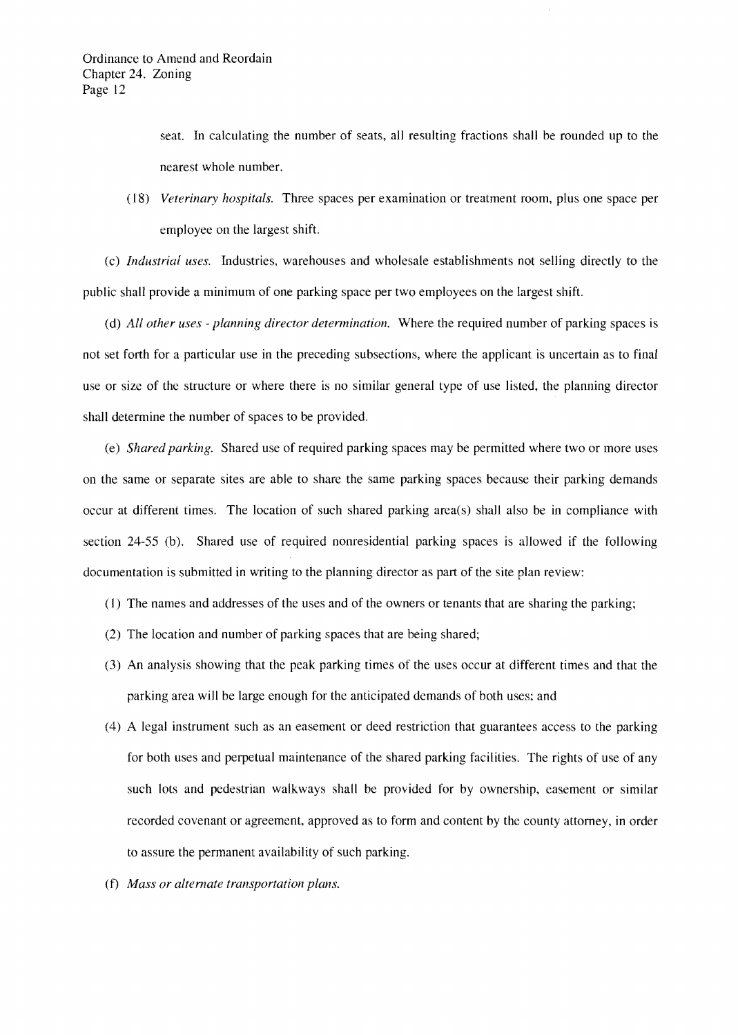seat. In calculating the number of seats, all resulting fractions shall be rounded up to the nearest whole number.

(18) *Veterinary hospitals.* Three spaces per examination or treatment room, plus one space per employee on the largest shift.

(c) *Industrial uses.* Industries, warehouses and wholesale establishments not selling directly to the public shall provide a minimum of one parking space per two employees on the largest shift.

(d) *All other uses - planning director determination.* Where the required number of parking spaces is not set forth for a particular use in the preceding subsections, where the applicant is uncertain as to final use or size of the structure or where there is no similar general type of use listed, the planning director shall determine the number of spaces to be provided.

(e) *Shared parking.* Shared use of required parking spaces may be permitted where two or more uses on the same or separate sites are able to share the same parking spaces because their parking demands occur at different times. The location of such shared parking area(s) shall also be in compliance with section 24-55 (b). Shared use of required nonresidential parking spaces is allowed if the following documentation is submitted in writing to the planning director as part of the site plan review:

(1) The names and addresses of the uses and of the owners or tenants that are sharing the parking;

(2) The location and number of parking spaces that are being shared;

(3) An analysis showing that the peak parking times of the uses occur at different times and that the parking area will be large enough for the anticipated demands of both uses; and

(4) A legal instrument such as an easement or deed restriction that guarantees access to the parking for both uses and perpetual maintenance of the shared parking facilities. The rights of use of any such lots and pedestrian walkways shall be provided for by ownership, easement or similar recorded covenant or agreement, approved as to form and content by the county attorney, in order to assure the permanent availability of such parking.

(f) *Mass or alternate transportation plans.*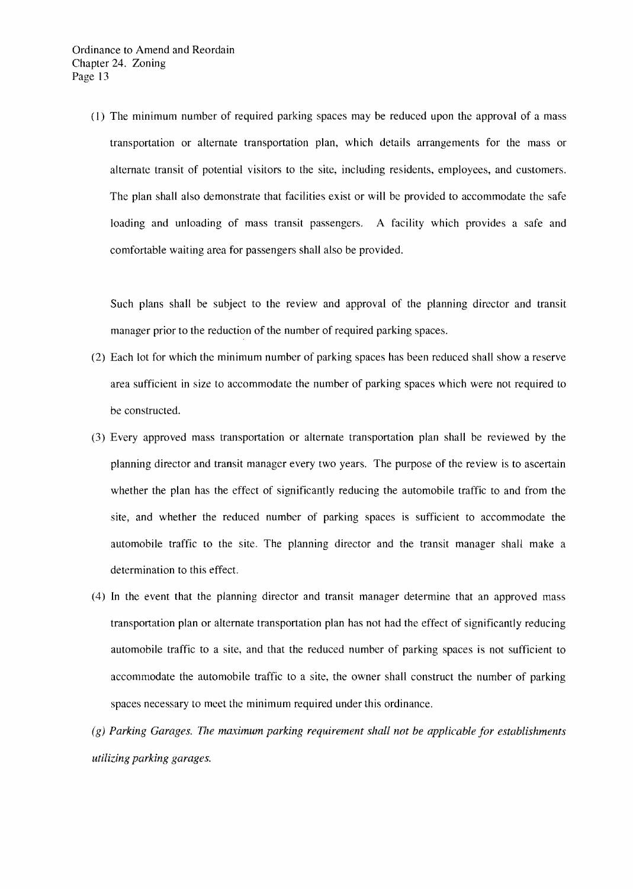(1) The minimum number of required parking spaces may be reduced upon the approval of a mass transportation or alternate transportation plan, which details arrangements for the mass or alternate transit of potential visitors to the site, including residents, employees, and customers. The plan shall also demonstrate that facilities exist or will be provided to accommodate the safe loading and unloading of mass transit passengers. A facility which provides a safe and comfortable waiting area for passengers shall also be provided.

Such plans shall be subject to the review and approval of the planning director and transit manager prior to the reduction of the number of required parking spaces.

(2) Each lot for which the minimum number of parking spaces has been reduced shall show a reserve area sufficient in size to accommodate the number of parking spaces which were not required to be constructed.

(3) Every approved mass transportation or alternate transportation plan shall be reviewed by the planning director and transit manager every two years. The purpose of the review is to ascertain whether the plan has the effect of significantly reducing the automobile traffic to and from the site, and whether the reduced number of parking spaces is sufficient to accommodate the automobile traffic to the site. The planning director and the transit manager shall make a determination to this effect.

(4) In the event that the planning director and transit manager determine that an approved mass transportation plan or alternate transportation plan has not had the effect of significantly reducing automobile traffic to a site, and that the reduced number of parking spaces is not sufficient to accommodate the automobile traffic to a site, the owner shall construct the number of parking spaces necessary to meet the minimum required under this ordinance.

*(g) Parking Garages. The maximum parking requirement shall not be applicable for establishments utilizing parking garages.*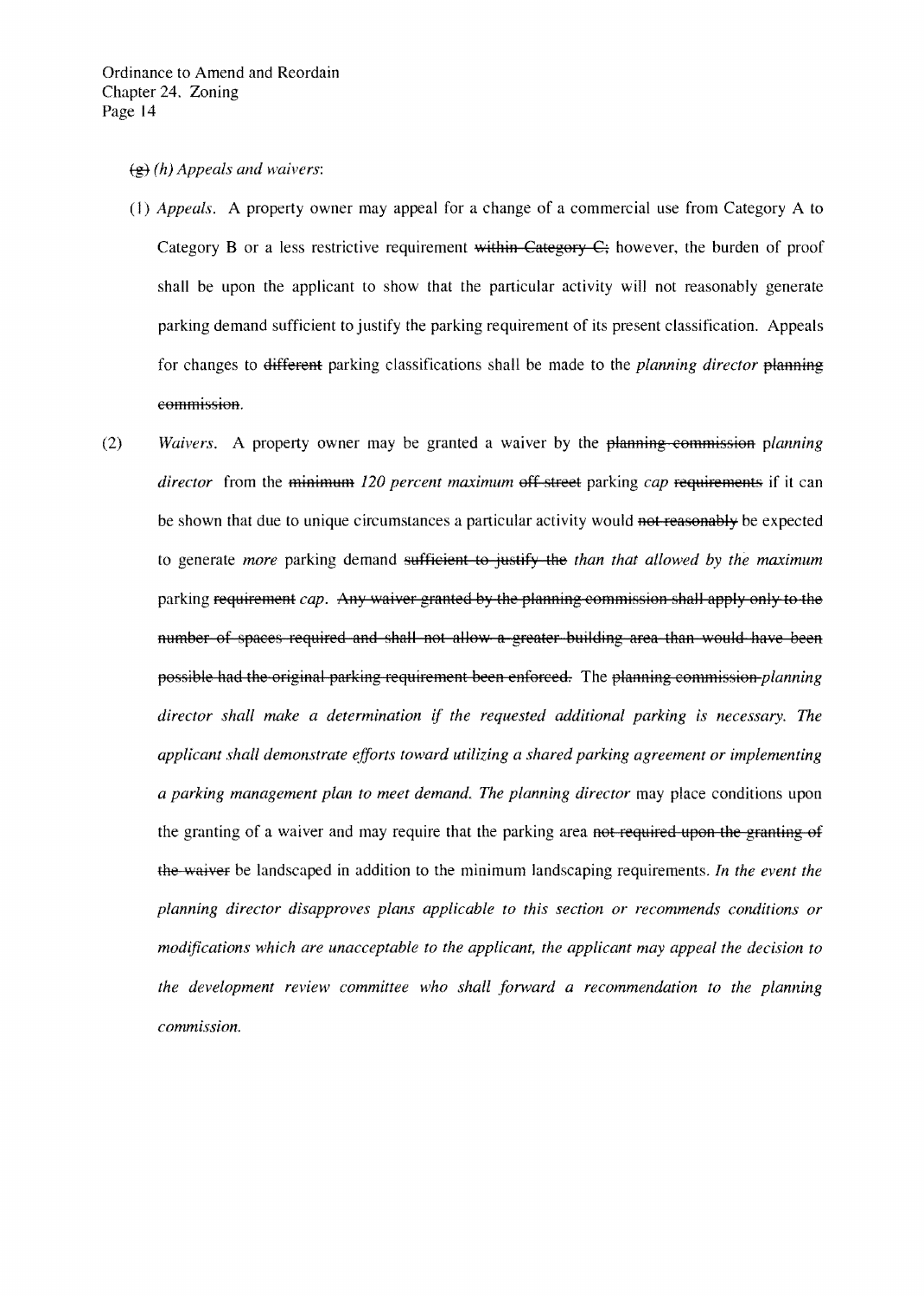~~(g)~~ *(h) Appeals and waivers*:

(1) *Appeals*. A property owner may appeal for a change of a commercial use from Category A to Category B or a less restrictive requirement ~~within Category C;~~ however, the burden of proof shall be upon the applicant to show that the particular activity will not reasonably generate parking demand sufficient to justify the parking requirement of its present classification. Appeals for changes to ~~different~~ parking classifications shall be made to the *planning director* ~~planning commission~~.

(2) *Waivers*. A property owner may be granted a waiver by the ~~planning commission~~ *planning director* from the ~~minimum~~ *120 percent maximum* ~~off-street~~ parking *cap* ~~requirements~~ if it can be shown that due to unique circumstances a particular activity would ~~not reasonably~~ be expected to generate *more* parking demand ~~sufficient to justify the~~ *than that allowed by the maximum* parking ~~requirement~~ *cap*. ~~Any waiver granted by the planning commission shall apply only to the number of spaces required and shall not allow a greater building area than would have been possible had the original parking requirement been enforced.~~ The ~~planning commission~~ *planning director shall make a determination if the requested additional parking is necessary. The applicant shall demonstrate efforts toward utilizing a shared parking agreement or implementing a parking management plan to meet demand. The planning director* may place conditions upon the granting of a waiver and may require that the parking area ~~not required upon the granting of the waiver~~ be landscaped in addition to the minimum landscaping requirements. *In the event the planning director disapproves plans applicable to this section or recommends conditions or modifications which are unacceptable to the applicant, the applicant may appeal the decision to the development review committee who shall forward a recommendation to the planning commission.*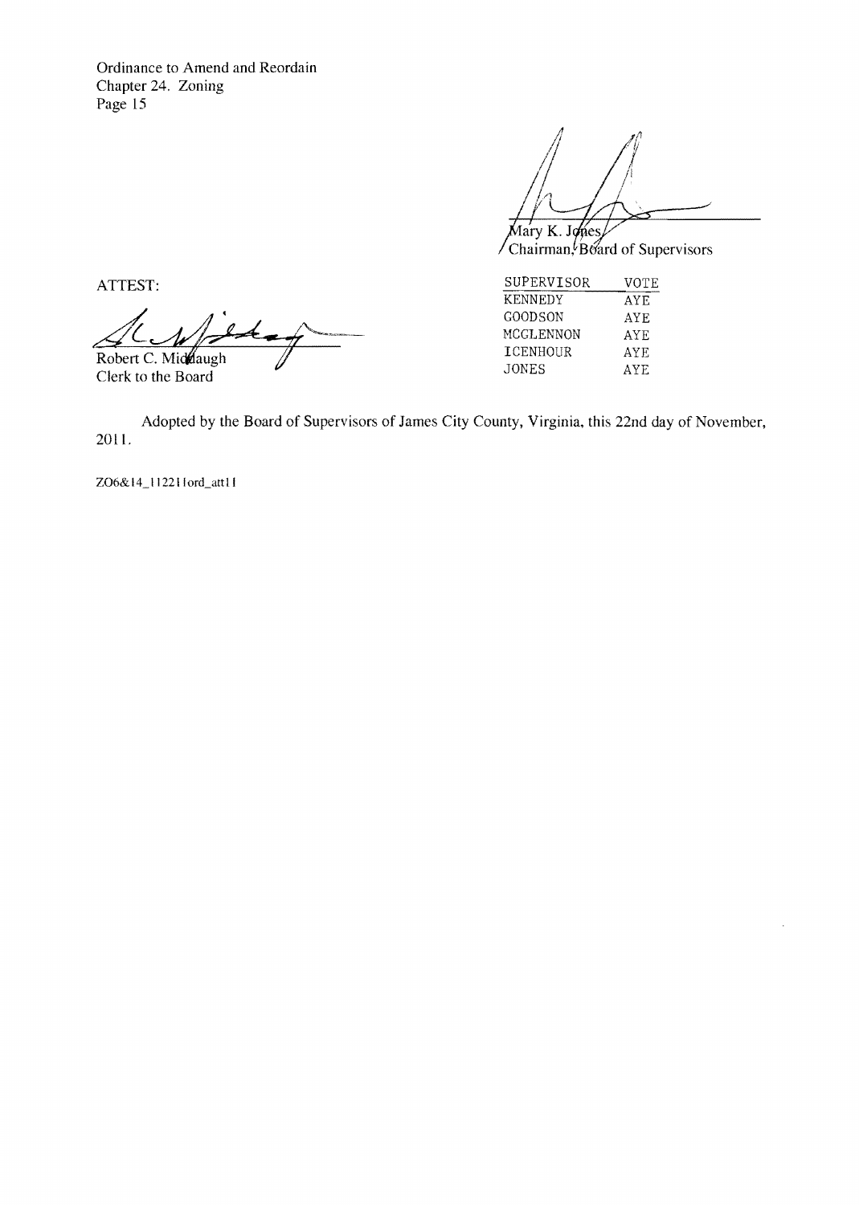Mary K. Jones
Chairman, Board of Supervisors

ATTEST:

Robert C. Middaugh
Clerk to the Board

| SUPERVISOR | VOTE |
|---|---|
| KENNEDY | AYE |
| GOODSON | AYE |
| MCGLENNON | AYE |
| ICENHOUR | AYE |
| JONES | AYE |

Adopted by the Board of Supervisors of James City County, Virginia, this 22nd day of November, 2011.

ZO6&14_112211ord_att11